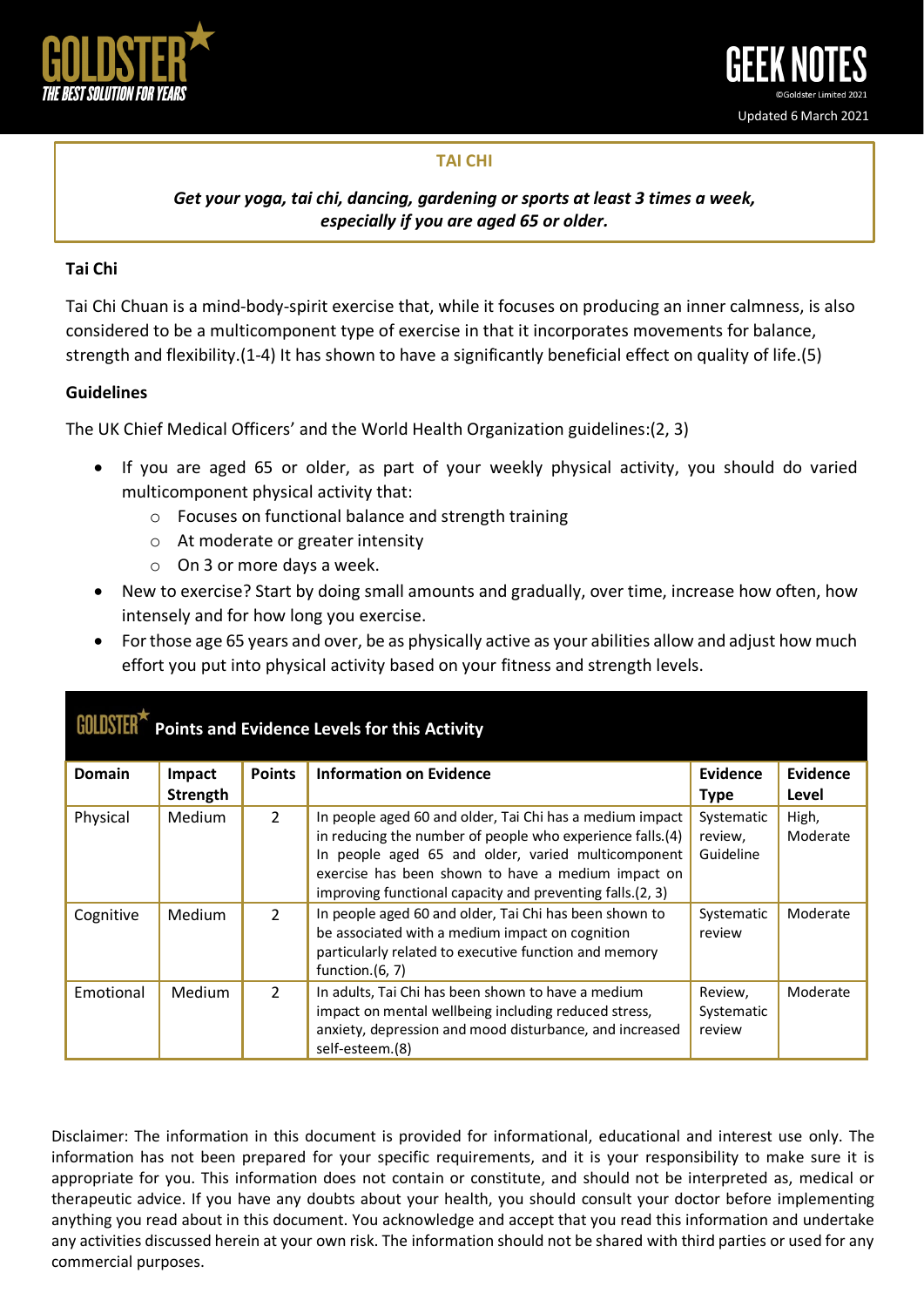# TAI CHI

***Get your yoga, tai chi, dancing, gardening or sports at least 3 times a week, especially if you are aged 65 or older.***

## Tai Chi

Tai Chi Chuan is a mind-body-spirit exercise that, while it focuses on producing an inner calmness, is also considered to be a multicomponent type of exercise in that it incorporates movements for balance, strength and flexibility.(1-4) It has shown to have a significantly beneficial effect on quality of life.(5)

## Guidelines

The UK Chief Medical Officers' and the World Health Organization guidelines:(2, 3)

- If you are aged 65 or older, as part of your weekly physical activity, you should do varied multicomponent physical activity that:
  - Focuses on functional balance and strength training
  - At moderate or greater intensity
  - On 3 or more days a week.
- New to exercise? Start by doing small amounts and gradually, over time, increase how often, how intensely and for how long you exercise.
- For those age 65 years and over, be as physically active as your abilities allow and adjust how much effort you put into physical activity based on your fitness and strength levels.

### GOLDSTER Points and Evidence Levels for this Activity

| Domain | Impact Strength | Points | Information on Evidence | Evidence Type | Evidence Level |
|---|---|---|---|---|---|
| Physical | Medium | 2 | In people aged 60 and older, Tai Chi has a medium impact in reducing the number of people who experience falls.(4) In people aged 65 and older, varied multicomponent exercise has been shown to have a medium impact on improving functional capacity and preventing falls.(2, 3) | Systematic review, Guideline | High, Moderate |
| Cognitive | Medium | 2 | In people aged 60 and older, Tai Chi has been shown to be associated with a medium impact on cognition particularly related to executive function and memory function.(6, 7) | Systematic review | Moderate |
| Emotional | Medium | 2 | In adults, Tai Chi has been shown to have a medium impact on mental wellbeing including reduced stress, anxiety, depression and mood disturbance, and increased self-esteem.(8) | Review, Systematic review | Moderate |

Disclaimer: The information in this document is provided for informational, educational and interest use only. The information has not been prepared for your specific requirements, and it is your responsibility to make sure it is appropriate for you. This information does not contain or constitute, and should not be interpreted as, medical or therapeutic advice. If you have any doubts about your health, you should consult your doctor before implementing anything you read about in this document. You acknowledge and accept that you read this information and undertake any activities discussed herein at your own risk. The information should not be shared with third parties or used for any commercial purposes.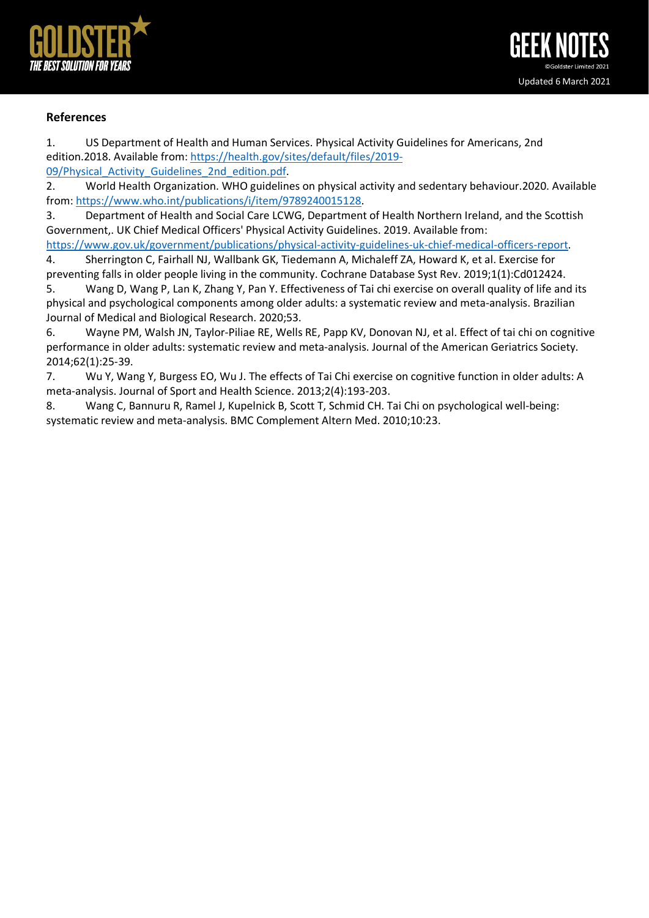## References

1. US Department of Health and Human Services. Physical Activity Guidelines for Americans, 2nd edition.2018. Available from: https://health.gov/sites/default/files/2019-09/Physical_Activity_Guidelines_2nd_edition.pdf.
2. World Health Organization. WHO guidelines on physical activity and sedentary behaviour.2020. Available from: https://www.who.int/publications/i/item/9789240015128.
3. Department of Health and Social Care LCWG, Department of Health Northern Ireland, and the Scottish Government,. UK Chief Medical Officers' Physical Activity Guidelines. 2019. Available from: https://www.gov.uk/government/publications/physical-activity-guidelines-uk-chief-medical-officers-report.
4. Sherrington C, Fairhall NJ, Wallbank GK, Tiedemann A, Michaleff ZA, Howard K, et al. Exercise for preventing falls in older people living in the community. Cochrane Database Syst Rev. 2019;1(1):Cd012424.
5. Wang D, Wang P, Lan K, Zhang Y, Pan Y. Effectiveness of Tai chi exercise on overall quality of life and its physical and psychological components among older adults: a systematic review and meta-analysis. Brazilian Journal of Medical and Biological Research. 2020;53.
6. Wayne PM, Walsh JN, Taylor-Piliae RE, Wells RE, Papp KV, Donovan NJ, et al. Effect of tai chi on cognitive performance in older adults: systematic review and meta-analysis. Journal of the American Geriatrics Society. 2014;62(1):25-39.
7. Wu Y, Wang Y, Burgess EO, Wu J. The effects of Tai Chi exercise on cognitive function in older adults: A meta-analysis. Journal of Sport and Health Science. 2013;2(4):193-203.
8. Wang C, Bannuru R, Ramel J, Kupelnick B, Scott T, Schmid CH. Tai Chi on psychological well-being: systematic review and meta-analysis. BMC Complement Altern Med. 2010;10:23.